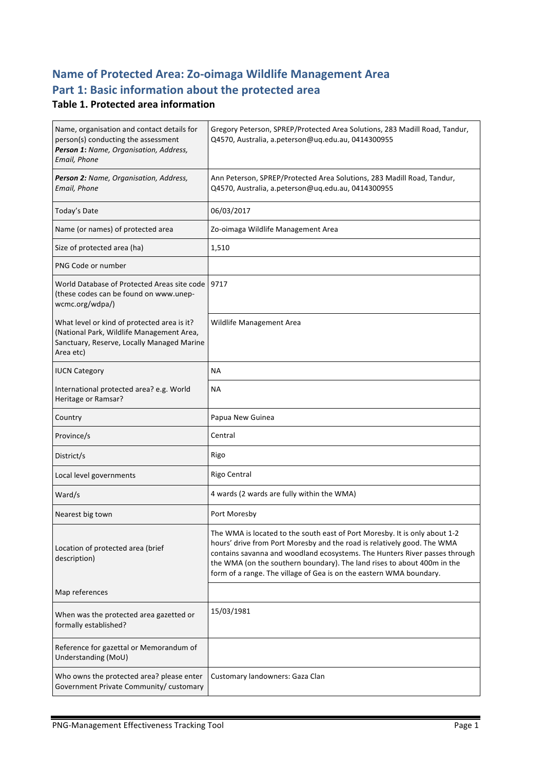## Name of Protected Area: Zo-oimaga Wildlife Management Area

## Part 1: Basic information about the protected area

### Table 1. Protected area information

| | |
|---|---|
| Name, organisation and contact details for person(s) conducting the assessment ***Person 1**: Name, Organisation, Address, Email, Phone* | Gregory Peterson, SPREP/Protected Area Solutions, 283 Madill Road, Tandur, Q4570, Australia, a.peterson@uq.edu.au, 0414300955 |
| ***Person 2:** Name, Organisation, Address, Email, Phone* | Ann Peterson, SPREP/Protected Area Solutions, 283 Madill Road, Tandur, Q4570, Australia, a.peterson@uq.edu.au, 0414300955 |
| Today's Date | 06/03/2017 |
| Name (or names) of protected area | Zo-oimaga Wildlife Management Area |
| Size of protected area (ha) | 1,510 |
| PNG Code or number | |
| World Database of Protected Areas site code (these codes can be found on www.unep-wcmc.org/wdpa/) | 9717 |
| What level or kind of protected area is it? (National Park, Wildlife Management Area, Sanctuary, Reserve, Locally Managed Marine Area etc) | Wildlife Management Area |
| IUCN Category | NA |
| International protected area? e.g. World Heritage or Ramsar? | NA |
| Country | Papua New Guinea |
| Province/s | Central |
| District/s | Rigo |
| Local level governments | Rigo Central |
| Ward/s | 4 wards (2 wards are fully within the WMA) |
| Nearest big town | Port Moresby |
| Location of protected area (brief description) | The WMA is located to the south east of Port Moresby. It is only about 1-2 hours' drive from Port Moresby and the road is relatively good. The WMA contains savanna and woodland ecosystems. The Hunters River passes through the WMA (on the southern boundary). The land rises to about 400m in the form of a range. The village of Gea is on the eastern WMA boundary. |
| Map references | |
| When was the protected area gazetted or formally established? | 15/03/1981 |
| Reference for gazettal or Memorandum of Understanding (MoU) | |
| Who owns the protected area? please enter Government Private Community/ customary | Customary landowners: Gaza Clan |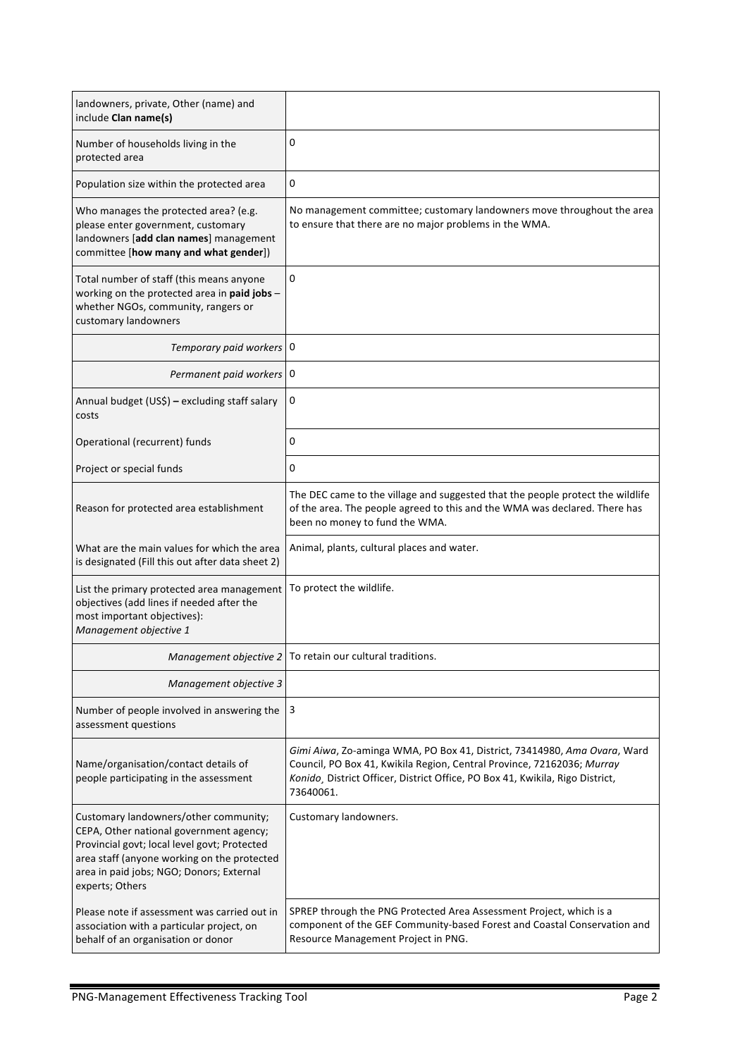| | |
|---|---|
| landowners, private, Other (name) and include **Clan name(s)** | |
| Number of households living in the protected area | 0 |
| Population size within the protected area | 0 |
| Who manages the protected area? (e.g. please enter government, customary landowners [**add clan names**] management committee [**how many and what gender**]) | No management committee; customary landowners move throughout the area to ensure that there are no major problems in the WMA. |
| Total number of staff (this means anyone working on the protected area in **paid jobs** – whether NGOs, community, rangers or customary landowners | 0 |
| *Temporary paid workers* | 0 |
| *Permanent paid workers* | 0 |
| Annual budget (US$) **–** excluding staff salary costs | 0 |
| Operational (recurrent) funds | 0 |
| Project or special funds | 0 |
| Reason for protected area establishment | The DEC came to the village and suggested that the people protect the wildlife of the area. The people agreed to this and the WMA was declared. There has been no money to fund the WMA. |
| What are the main values for which the area is designated (Fill this out after data sheet 2) | Animal, plants, cultural places and water. |
| List the primary protected area management objectives (add lines if needed after the most important objectives): *Management objective 1* | To protect the wildlife. |
| *Management objective 2* | To retain our cultural traditions. |
| *Management objective 3* | |
| Number of people involved in answering the assessment questions | 3 |
| Name/organisation/contact details of people participating in the assessment | *Gimi Aiwa*, Zo-aminga WMA, PO Box 41, District, 73414980, *Ama Ovara*, Ward Council, PO Box 41, Kwikila Region, Central Province, 72162036; *Murray Konido*¸ District Officer, District Office, PO Box 41, Kwikila, Rigo District, 73640061. |
| Customary landowners/other community; CEPA, Other national government agency; Provincial govt; local level govt; Protected area staff (anyone working on the protected area in paid jobs; NGO; Donors; External experts; Others | Customary landowners. |
| Please note if assessment was carried out in association with a particular project, on behalf of an organisation or donor | SPREP through the PNG Protected Area Assessment Project, which is a component of the GEF Community-based Forest and Coastal Conservation and Resource Management Project in PNG. |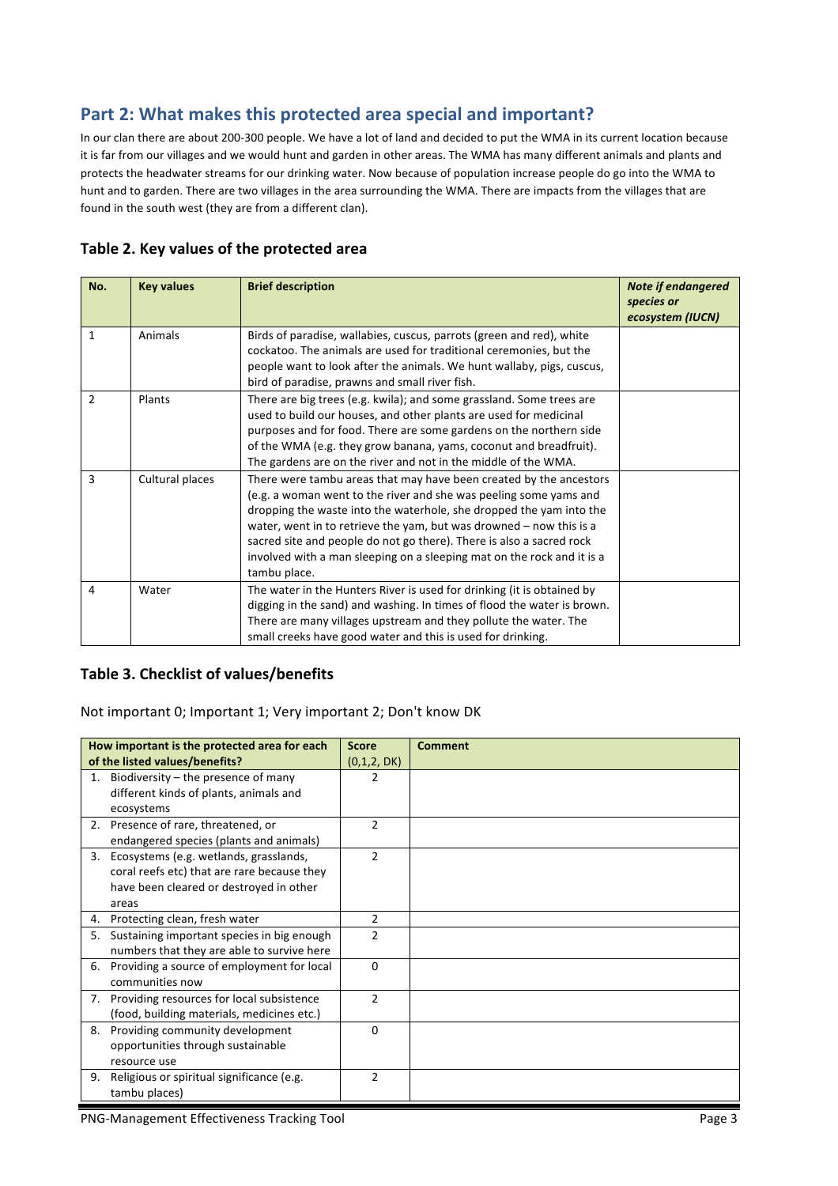## Part 2: What makes this protected area special and important?

In our clan there are about 200-300 people. We have a lot of land and decided to put the WMA in its current location because it is far from our villages and we would hunt and garden in other areas. The WMA has many different animals and plants and protects the headwater streams for our drinking water. Now because of population increase people do go into the WMA to hunt and to garden. There are two villages in the area surrounding the WMA. There are impacts from the villages that are found in the south west (they are from a different clan).

### Table 2. Key values of the protected area

| No. | Key values | Brief description | *Note if endangered species or ecosystem (IUCN)* |
|---|---|---|---|
| 1 | Animals | Birds of paradise, wallabies, cuscus, parrots (green and red), white cockatoo. The animals are used for traditional ceremonies, but the people want to look after the animals. We hunt wallaby, pigs, cuscus, bird of paradise, prawns and small river fish. | |
| 2 | Plants | There are big trees (e.g. kwila); and some grassland. Some trees are used to build our houses, and other plants are used for medicinal purposes and for food. There are some gardens on the northern side of the WMA (e.g. they grow banana, yams, coconut and breadfruit). The gardens are on the river and not in the middle of the WMA. | |
| 3 | Cultural places | There were tambu areas that may have been created by the ancestors (e.g. a woman went to the river and she was peeling some yams and dropping the waste into the waterhole, she dropped the yam into the water, went in to retrieve the yam, but was drowned – now this is a sacred site and people do not go there). There is also a sacred rock involved with a man sleeping on a sleeping mat on the rock and it is a tambu place. | |
| 4 | Water | The water in the Hunters River is used for drinking (it is obtained by digging in the sand) and washing. In times of flood the water is brown. There are many villages upstream and they pollute the water. The small creeks have good water and this is used for drinking. | |

### Table 3. Checklist of values/benefits

Not important 0; Important 1; Very important 2; Don't know DK

| How important is the protected area for each of the listed values/benefits? | Score (0,1,2, DK) | Comment |
|---|---|---|
| 1. Biodiversity – the presence of many different kinds of plants, animals and ecosystems | 2 | |
| 2. Presence of rare, threatened, or endangered species (plants and animals) | 2 | |
| 3. Ecosystems (e.g. wetlands, grasslands, coral reefs etc) that are rare because they have been cleared or destroyed in other areas | 2 | |
| 4. Protecting clean, fresh water | 2 | |
| 5. Sustaining important species in big enough numbers that they are able to survive here | 2 | |
| 6. Providing a source of employment for local communities now | 0 | |
| 7. Providing resources for local subsistence (food, building materials, medicines etc.) | 2 | |
| 8. Providing community development opportunities through sustainable resource use | 0 | |
| 9. Religious or spiritual significance (e.g. tambu places) | 2 | |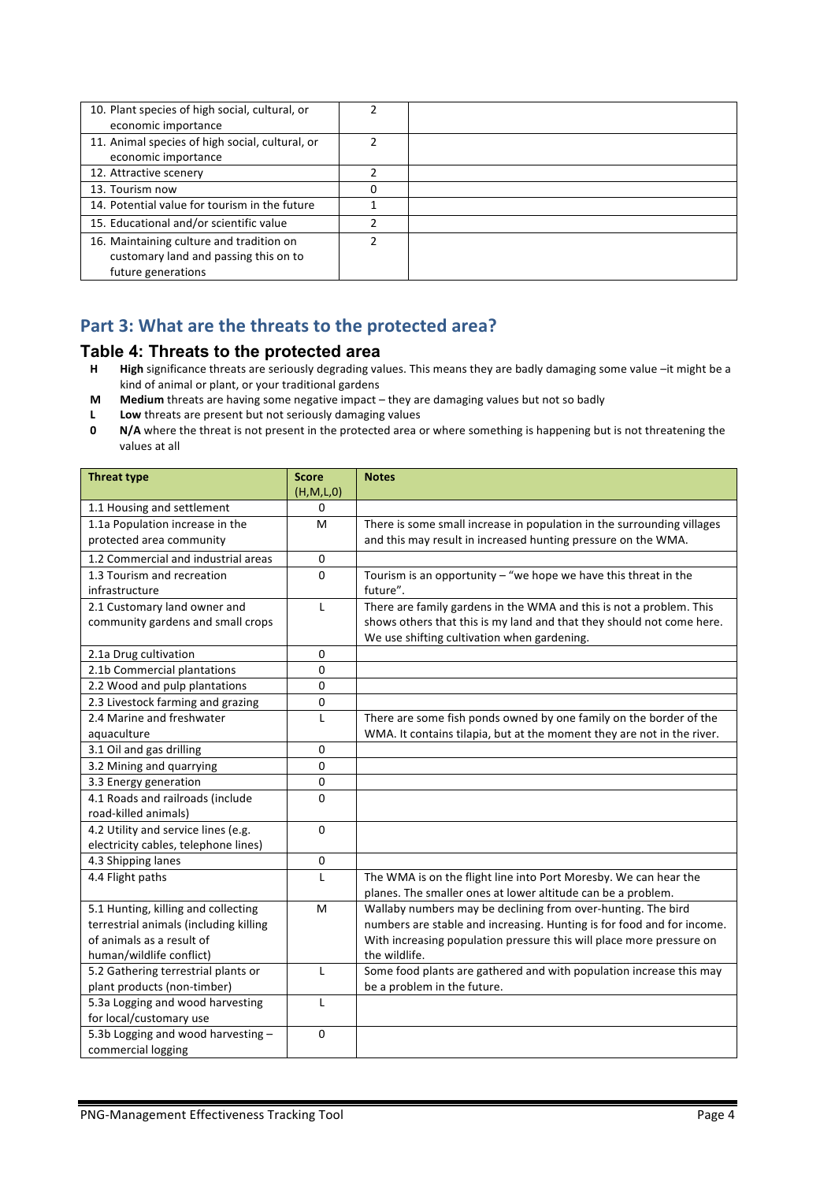| | | |
|---|---|---|
| 10. Plant species of high social, cultural, or economic importance | 2 | |
| 11. Animal species of high social, cultural, or economic importance | 2 | |
| 12. Attractive scenery | 2 | |
| 13. Tourism now | 0 | |
| 14. Potential value for tourism in the future | 1 | |
| 15. Educational and/or scientific value | 2 | |
| 16. Maintaining culture and tradition on customary land and passing this on to future generations | 2 | |

## Part 3: What are the threats to the protected area?

### Table 4: Threats to the protected area

- **H** **High** significance threats are seriously degrading values. This means they are badly damaging some value –it might be a kind of animal or plant, or your traditional gardens
- **M** **Medium** threats are having some negative impact – they are damaging values but not so badly
- **L** **Low** threats are present but not seriously damaging values
- **0** **N/A** where the threat is not present in the protected area or where something is happening but is not threatening the values at all

| Threat type | Score (H,M,L,0) | Notes |
|---|---|---|
| 1.1 Housing and settlement | 0 | |
| 1.1a Population increase in the protected area community | M | There is some small increase in population in the surrounding villages and this may result in increased hunting pressure on the WMA. |
| 1.2 Commercial and industrial areas | 0 | |
| 1.3 Tourism and recreation infrastructure | 0 | Tourism is an opportunity – "we hope we have this threat in the future". |
| 2.1 Customary land owner and community gardens and small crops | L | There are family gardens in the WMA and this is not a problem. This shows others that this is my land and that they should not come here. We use shifting cultivation when gardening. |
| 2.1a Drug cultivation | 0 | |
| 2.1b Commercial plantations | 0 | |
| 2.2 Wood and pulp plantations | 0 | |
| 2.3 Livestock farming and grazing | 0 | |
| 2.4 Marine and freshwater aquaculture | L | There are some fish ponds owned by one family on the border of the WMA. It contains tilapia, but at the moment they are not in the river. |
| 3.1 Oil and gas drilling | 0 | |
| 3.2 Mining and quarrying | 0 | |
| 3.3 Energy generation | 0 | |
| 4.1 Roads and railroads (include road-killed animals) | 0 | |
| 4.2 Utility and service lines (e.g. electricity cables, telephone lines) | 0 | |
| 4.3 Shipping lanes | 0 | |
| 4.4 Flight paths | L | The WMA is on the flight line into Port Moresby. We can hear the planes. The smaller ones at lower altitude can be a problem. |
| 5.1 Hunting, killing and collecting terrestrial animals (including killing of animals as a result of human/wildlife conflict) | M | Wallaby numbers may be declining from over-hunting. The bird numbers are stable and increasing. Hunting is for food and for income. With increasing population pressure this will place more pressure on the wildlife. |
| 5.2 Gathering terrestrial plants or plant products (non-timber) | L | Some food plants are gathered and with population increase this may be a problem in the future. |
| 5.3a Logging and wood harvesting for local/customary use | L | |
| 5.3b Logging and wood harvesting – commercial logging | 0 | |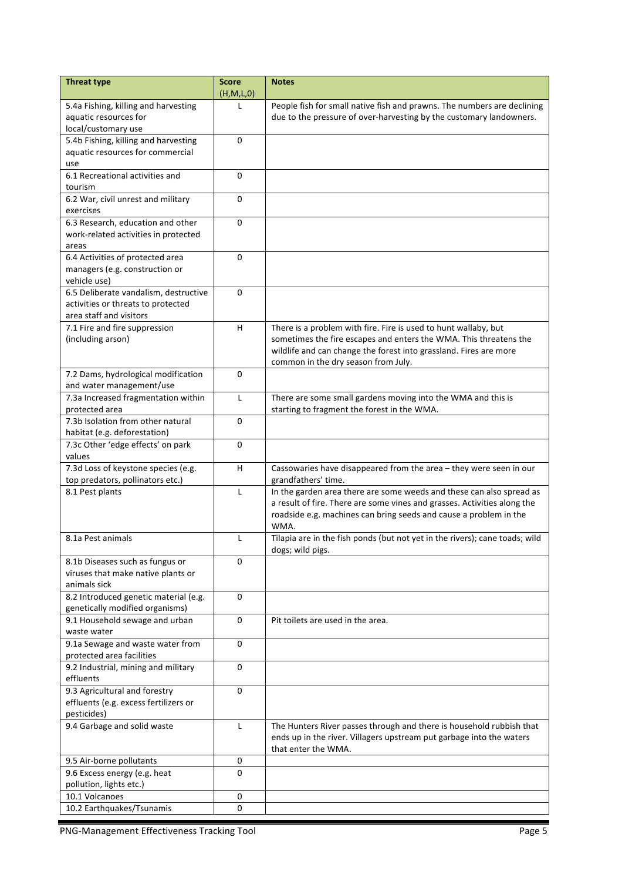| Threat type | Score (H,M,L,0) | Notes |
|---|---|---|
| 5.4a Fishing, killing and harvesting aquatic resources for local/customary use | L | People fish for small native fish and prawns. The numbers are declining due to the pressure of over-harvesting by the customary landowners. |
| 5.4b Fishing, killing and harvesting aquatic resources for commercial use | 0 | |
| 6.1 Recreational activities and tourism | 0 | |
| 6.2 War, civil unrest and military exercises | 0 | |
| 6.3 Research, education and other work-related activities in protected areas | 0 | |
| 6.4 Activities of protected area managers (e.g. construction or vehicle use) | 0 | |
| 6.5 Deliberate vandalism, destructive activities or threats to protected area staff and visitors | 0 | |
| 7.1 Fire and fire suppression (including arson) | H | There is a problem with fire. Fire is used to hunt wallaby, but sometimes the fire escapes and enters the WMA. This threatens the wildlife and can change the forest into grassland. Fires are more common in the dry season from July. |
| 7.2 Dams, hydrological modification and water management/use | 0 | |
| 7.3a Increased fragmentation within protected area | L | There are some small gardens moving into the WMA and this is starting to fragment the forest in the WMA. |
| 7.3b Isolation from other natural habitat (e.g. deforestation) | 0 | |
| 7.3c Other 'edge effects' on park values | 0 | |
| 7.3d Loss of keystone species (e.g. top predators, pollinators etc.) | H | Cassowaries have disappeared from the area – they were seen in our grandfathers' time. |
| 8.1 Pest plants | L | In the garden area there are some weeds and these can also spread as a result of fire. There are some vines and grasses. Activities along the roadside e.g. machines can bring seeds and cause a problem in the WMA. |
| 8.1a Pest animals | L | Tilapia are in the fish ponds (but not yet in the rivers); cane toads; wild dogs; wild pigs. |
| 8.1b Diseases such as fungus or viruses that make native plants or animals sick | 0 | |
| 8.2 Introduced genetic material (e.g. genetically modified organisms) | 0 | |
| 9.1 Household sewage and urban waste water | 0 | Pit toilets are used in the area. |
| 9.1a Sewage and waste water from protected area facilities | 0 | |
| 9.2 Industrial, mining and military effluents | 0 | |
| 9.3 Agricultural and forestry effluents (e.g. excess fertilizers or pesticides) | 0 | |
| 9.4 Garbage and solid waste | L | The Hunters River passes through and there is household rubbish that ends up in the river. Villagers upstream put garbage into the waters that enter the WMA. |
| 9.5 Air-borne pollutants | 0 | |
| 9.6 Excess energy (e.g. heat pollution, lights etc.) | 0 | |
| 10.1 Volcanoes | 0 | |
| 10.2 Earthquakes/Tsunamis | 0 | |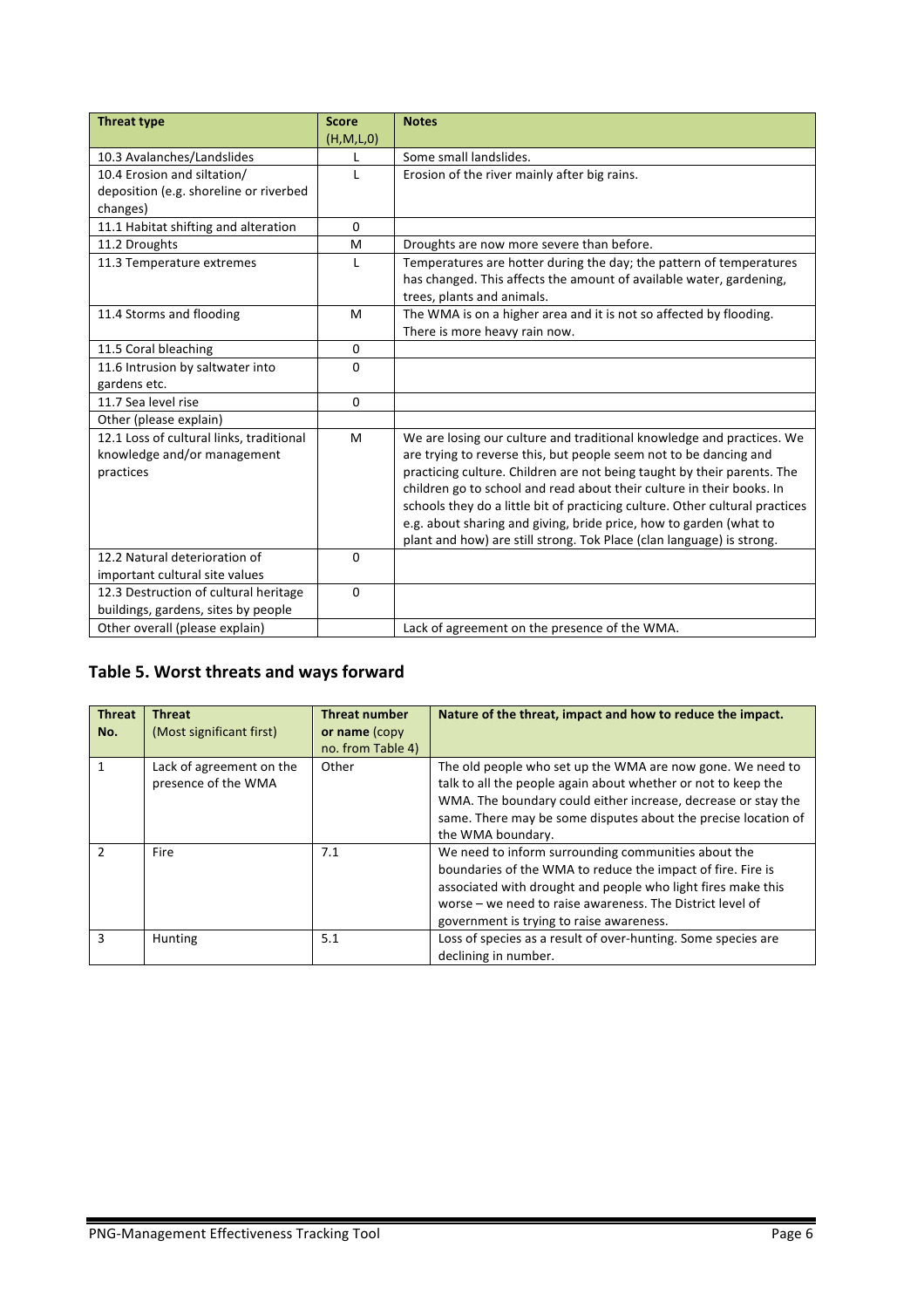| Threat type | Score (H,M,L,0) | Notes |
| --- | --- | --- |
| 10.3 Avalanches/Landslides | L | Some small landslides. |
| 10.4 Erosion and siltation/ deposition (e.g. shoreline or riverbed changes) | L | Erosion of the river mainly after big rains. |
| 11.1 Habitat shifting and alteration | 0 | |
| 11.2 Droughts | M | Droughts are now more severe than before. |
| 11.3 Temperature extremes | L | Temperatures are hotter during the day; the pattern of temperatures has changed. This affects the amount of available water, gardening, trees, plants and animals. |
| 11.4 Storms and flooding | M | The WMA is on a higher area and it is not so affected by flooding. There is more heavy rain now. |
| 11.5 Coral bleaching | 0 | |
| 11.6 Intrusion by saltwater into gardens etc. | 0 | |
| 11.7 Sea level rise | 0 | |
| Other (please explain) | | |
| 12.1 Loss of cultural links, traditional knowledge and/or management practices | M | We are losing our culture and traditional knowledge and practices. We are trying to reverse this, but people seem not to be dancing and practicing culture. Children are not being taught by their parents. The children go to school and read about their culture in their books. In schools they do a little bit of practicing culture. Other cultural practices e.g. about sharing and giving, bride price, how to garden (what to plant and how) are still strong. Tok Place (clan language) is strong. |
| 12.2 Natural deterioration of important cultural site values | 0 | |
| 12.3 Destruction of cultural heritage buildings, gardens, sites by people | 0 | |
| Other overall (please explain) | | Lack of agreement on the presence of the WMA. |

## Table 5. Worst threats and ways forward

| Threat No. | Threat (Most significant first) | Threat number or name (copy no. from Table 4) | Nature of the threat, impact and how to reduce the impact. |
| --- | --- | --- | --- |
| 1 | Lack of agreement on the presence of the WMA | Other | The old people who set up the WMA are now gone. We need to talk to all the people again about whether or not to keep the WMA. The boundary could either increase, decrease or stay the same. There may be some disputes about the precise location of the WMA boundary. |
| 2 | Fire | 7.1 | We need to inform surrounding communities about the boundaries of the WMA to reduce the impact of fire. Fire is associated with drought and people who light fires make this worse – we need to raise awareness. The District level of government is trying to raise awareness. |
| 3 | Hunting | 5.1 | Loss of species as a result of over-hunting. Some species are declining in number. |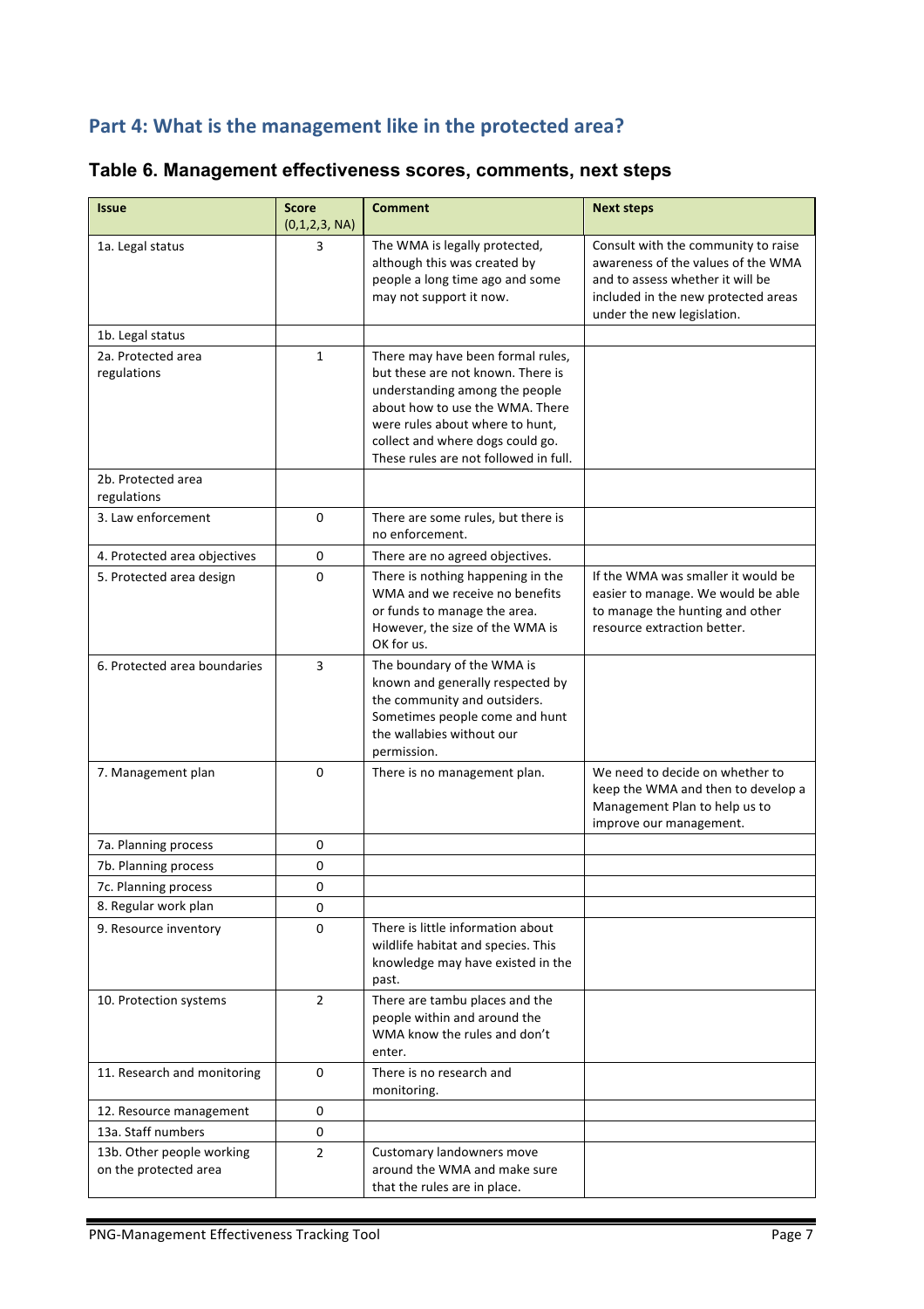## Part 4: What is the management like in the protected area?

### Table 6. Management effectiveness scores, comments, next steps

| Issue | Score (0,1,2,3, NA) | Comment | Next steps |
|---|---|---|---|
| 1a. Legal status | 3 | The WMA is legally protected, although this was created by people a long time ago and some may not support it now. | Consult with the community to raise awareness of the values of the WMA and to assess whether it will be included in the new protected areas under the new legislation. |
| 1b. Legal status | | | |
| 2a. Protected area regulations | 1 | There may have been formal rules, but these are not known. There is understanding among the people about how to use the WMA. There were rules about where to hunt, collect and where dogs could go. These rules are not followed in full. | |
| 2b. Protected area regulations | | | |
| 3. Law enforcement | 0 | There are some rules, but there is no enforcement. | |
| 4. Protected area objectives | 0 | There are no agreed objectives. | |
| 5. Protected area design | 0 | There is nothing happening in the WMA and we receive no benefits or funds to manage the area. However, the size of the WMA is OK for us. | If the WMA was smaller it would be easier to manage. We would be able to manage the hunting and other resource extraction better. |
| 6. Protected area boundaries | 3 | The boundary of the WMA is known and generally respected by the community and outsiders. Sometimes people come and hunt the wallabies without our permission. | |
| 7. Management plan | 0 | There is no management plan. | We need to decide on whether to keep the WMA and then to develop a Management Plan to help us to improve our management. |
| 7a. Planning process | 0 | | |
| 7b. Planning process | 0 | | |
| 7c. Planning process | 0 | | |
| 8. Regular work plan | 0 | | |
| 9. Resource inventory | 0 | There is little information about wildlife habitat and species. This knowledge may have existed in the past. | |
| 10. Protection systems | 2 | There are tambu places and the people within and around the WMA know the rules and don't enter. | |
| 11. Research and monitoring | 0 | There is no research and monitoring. | |
| 12. Resource management | 0 | | |
| 13a. Staff numbers | 0 | | |
| 13b. Other people working on the protected area | 2 | Customary landowners move around the WMA and make sure that the rules are in place. | |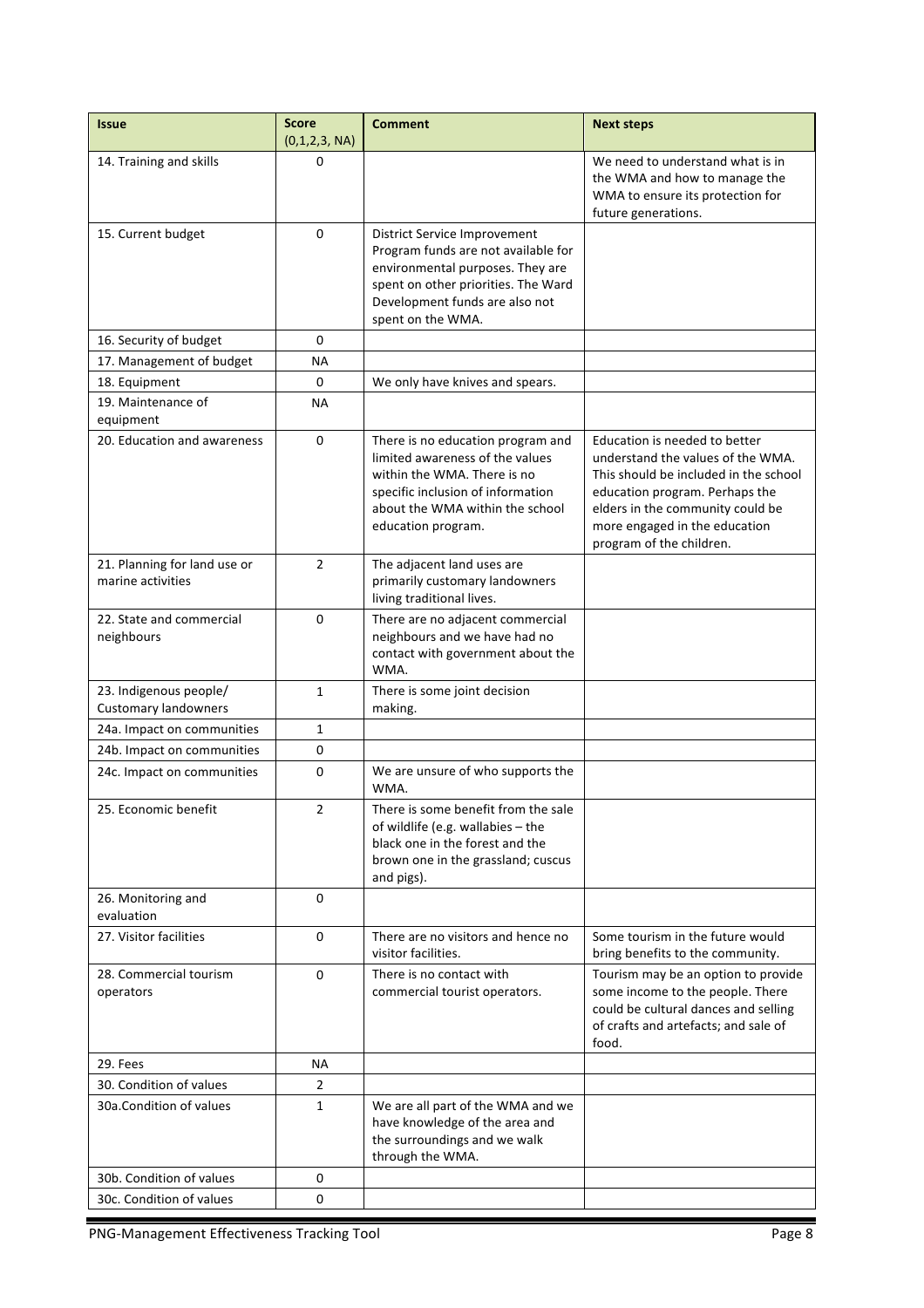| Issue | Score (0,1,2,3, NA) | Comment | Next steps |
|---|---|---|---|
| 14. Training and skills | 0 | | We need to understand what is in the WMA and how to manage the WMA to ensure its protection for future generations. |
| 15. Current budget | 0 | District Service Improvement Program funds are not available for environmental purposes. They are spent on other priorities. The Ward Development funds are also not spent on the WMA. | |
| 16. Security of budget | 0 | | |
| 17. Management of budget | NA | | |
| 18. Equipment | 0 | We only have knives and spears. | |
| 19. Maintenance of equipment | NA | | |
| 20. Education and awareness | 0 | There is no education program and limited awareness of the values within the WMA. There is no specific inclusion of information about the WMA within the school education program. | Education is needed to better understand the values of the WMA. This should be included in the school education program. Perhaps the elders in the community could be more engaged in the education program of the children. |
| 21. Planning for land use or marine activities | 2 | The adjacent land uses are primarily customary landowners living traditional lives. | |
| 22. State and commercial neighbours | 0 | There are no adjacent commercial neighbours and we have had no contact with government about the WMA. | |
| 23. Indigenous people/ Customary landowners | 1 | There is some joint decision making. | |
| 24a. Impact on communities | 1 | | |
| 24b. Impact on communities | 0 | | |
| 24c. Impact on communities | 0 | We are unsure of who supports the WMA. | |
| 25. Economic benefit | 2 | There is some benefit from the sale of wildlife (e.g. wallabies – the black one in the forest and the brown one in the grassland; cuscus and pigs). | |
| 26. Monitoring and evaluation | 0 | | |
| 27. Visitor facilities | 0 | There are no visitors and hence no visitor facilities. | Some tourism in the future would bring benefits to the community. |
| 28. Commercial tourism operators | 0 | There is no contact with commercial tourist operators. | Tourism may be an option to provide some income to the people. There could be cultural dances and selling of crafts and artefacts; and sale of food. |
| 29. Fees | NA | | |
| 30. Condition of values | 2 | | |
| 30a.Condition of values | 1 | We are all part of the WMA and we have knowledge of the area and the surroundings and we walk through the WMA. | |
| 30b. Condition of values | 0 | | |
| 30c. Condition of values | 0 | | |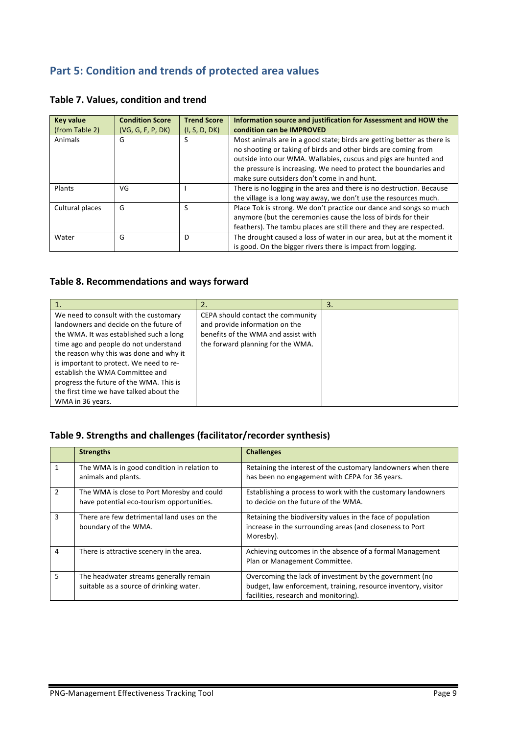## Part 5: Condition and trends of protected area values

### Table 7. Values, condition and trend

| Key value (from Table 2) | Condition Score (VG, G, F, P, DK) | Trend Score (I, S, D, DK) | Information source and justification for Assessment and HOW the condition can be IMPROVED |
|---|---|---|---|
| Animals | G | S | Most animals are in a good state; birds are getting better as there is no shooting or taking of birds and other birds are coming from outside into our WMA. Wallabies, cuscus and pigs are hunted and the pressure is increasing. We need to protect the boundaries and make sure outsiders don't come in and hunt. |
| Plants | VG | I | There is no logging in the area and there is no destruction. Because the village is a long way away, we don't use the resources much. |
| Cultural places | G | S | Place Tok is strong. We don't practice our dance and songs so much anymore (but the ceremonies cause the loss of birds for their feathers). The tambu places are still there and they are respected. |
| Water | G | D | The drought caused a loss of water in our area, but at the moment it is good. On the bigger rivers there is impact from logging. |

### Table 8. Recommendations and ways forward

| 1. | 2. | 3. |
|---|---|---|
| We need to consult with the customary landowners and decide on the future of the WMA. It was established such a long time ago and people do not understand the reason why this was done and why it is important to protect. We need to re-establish the WMA Committee and progress the future of the WMA. This is the first time we have talked about the WMA in 36 years. | CEPA should contact the community and provide information on the benefits of the WMA and assist with the forward planning for the WMA. | |

### Table 9. Strengths and challenges (facilitator/recorder synthesis)

| | Strengths | Challenges |
|---|---|---|
| 1 | The WMA is in good condition in relation to animals and plants. | Retaining the interest of the customary landowners when there has been no engagement with CEPA for 36 years. |
| 2 | The WMA is close to Port Moresby and could have potential eco-tourism opportunities. | Establishing a process to work with the customary landowners to decide on the future of the WMA. |
| 3 | There are few detrimental land uses on the boundary of the WMA. | Retaining the biodiversity values in the face of population increase in the surrounding areas (and closeness to Port Moresby). |
| 4 | There is attractive scenery in the area. | Achieving outcomes in the absence of a formal Management Plan or Management Committee. |
| 5 | The headwater streams generally remain suitable as a source of drinking water. | Overcoming the lack of investment by the government (no budget, law enforcement, training, resource inventory, visitor facilities, research and monitoring). |